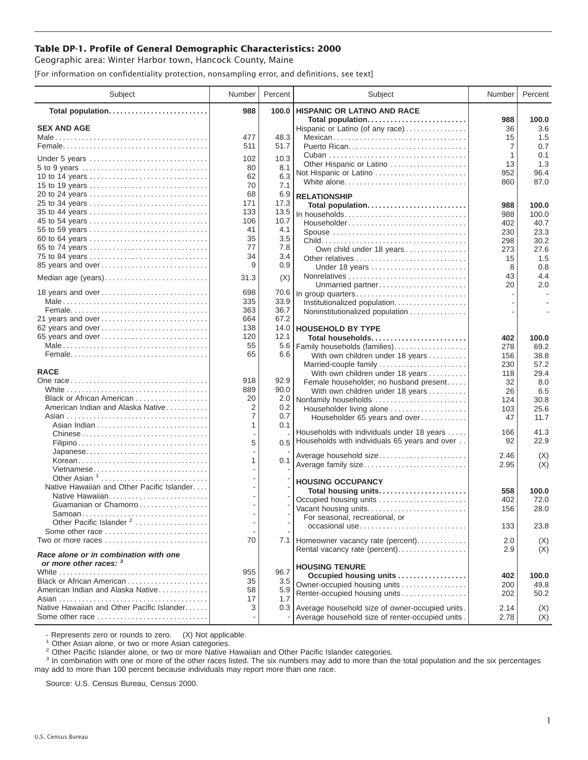# Table DP-1. Profile of General Demographic Characteristics: 2000

Geographic area: Winter Harbor town, Hancock County, Maine

[For information on confidentiality protection, nonsampling error, and definitions, see text]

| Subject | Number | Percent |
|---|---|---|
| **Total population** | **988** | **100.0** |
| **SEX AND AGE** | | |
| Male | 477 | 48.3 |
| Female | 511 | 51.7 |
| Under 5 years | 102 | 10.3 |
| 5 to 9 years | 80 | 8.1 |
| 10 to 14 years | 62 | 6.3 |
| 15 to 19 years | 70 | 7.1 |
| 20 to 24 years | 68 | 6.9 |
| 25 to 34 years | 171 | 17.3 |
| 35 to 44 years | 133 | 13.5 |
| 45 to 54 years | 106 | 10.7 |
| 55 to 59 years | 41 | 4.1 |
| 60 to 64 years | 35 | 3.5 |
| 65 to 74 years | 77 | 7.8 |
| 75 to 84 years | 34 | 3.4 |
| 85 years and over | 9 | 0.9 |
| Median age (years) | 31.3 | (X) |
| 18 years and over | 698 | 70.6 |
| Male | 335 | 33.9 |
| Female | 363 | 36.7 |
| 21 years and over | 664 | 67.2 |
| 62 years and over | 138 | 14.0 |
| 65 years and over | 120 | 12.1 |
| Male | 55 | 5.6 |
| Female | 65 | 6.6 |
| **RACE** | | |
| One race | 918 | 92.9 |
| White | 889 | 90.0 |
| Black or African American | 20 | 2.0 |
| American Indian and Alaska Native | 2 | 0.2 |
| Asian | 7 | 0.7 |
| Asian Indian | 1 | 0.1 |
| Chinese | - | - |
| Filipino | 5 | 0.5 |
| Japanese | - | - |
| Korean | 1 | 0.1 |
| Vietnamese | - | - |
| Other Asian [1] | - | - |
| Native Hawaiian and Other Pacific Islander | - | - |
| Native Hawaiian | - | - |
| Guamanian or Chamorro | - | - |
| Samoan | - | - |
| Other Pacific Islander [2] | - | - |
| Some other race | - | - |
| Two or more races | 70 | 7.1 |
| ***Race alone or in combination with one or more other races:*** [3] | | |
| White | 955 | 96.7 |
| Black or African American | 35 | 3.5 |
| American Indian and Alaska Native | 58 | 5.9 |
| Asian | 17 | 1.7 |
| Native Hawaiian and Other Pacific Islander | 3 | 0.3 |
| Some other race | - | - |
| **HISPANIC OR LATINO AND RACE** | | |
| **Total population** | **988** | **100.0** |
| Hispanic or Latino (of any race) | 36 | 3.6 |
| Mexican | 15 | 1.5 |
| Puerto Rican | 7 | 0.7 |
| Cuban | 1 | 0.1 |
| Other Hispanic or Latino | 13 | 1.3 |
| Not Hispanic or Latino | 952 | 96.4 |
| White alone | 860 | 87.0 |
| **RELATIONSHIP** | | |
| **Total population** | **988** | **100.0** |
| In households | 988 | 100.0 |
| Householder | 402 | 40.7 |
| Spouse | 230 | 23.3 |
| Child | 298 | 30.2 |
| Own child under 18 years | 273 | 27.6 |
| Other relatives | 15 | 1.5 |
| Under 18 years | 8 | 0.8 |
| Nonrelatives | 43 | 4.4 |
| Unmarried partner | 20 | 2.0 |
| In group quarters | - | - |
| Institutionalized population | - | - |
| Noninstitutionalized population | - | - |
| **HOUSEHOLD BY TYPE** | | |
| **Total households** | **402** | **100.0** |
| Family households (families) | 278 | 69.2 |
| With own children under 18 years | 156 | 38.8 |
| Married-couple family | 230 | 57.2 |
| With own children under 18 years | 118 | 29.4 |
| Female householder, no husband present | 32 | 8.0 |
| With own children under 18 years | 26 | 6.5 |
| Nonfamily households | 124 | 30.8 |
| Householder living alone | 103 | 25.6 |
| Householder 65 years and over | 47 | 11.7 |
| Households with individuals under 18 years | 166 | 41.3 |
| Households with individuals 65 years and over | 92 | 22.9 |
| Average household size | 2.46 | (X) |
| Average family size | 2.95 | (X) |
| **HOUSING OCCUPANCY** | | |
| **Total housing units** | **558** | **100.0** |
| Occupied housing units | 402 | 72.0 |
| Vacant housing units | 156 | 28.0 |
| For seasonal, recreational, or occasional use | 133 | 23.8 |
| Homeowner vacancy rate (percent) | 2.0 | (X) |
| Rental vacancy rate (percent) | 2.9 | (X) |
| **HOUSING TENURE** | | |
| **Occupied housing units** | **402** | **100.0** |
| Owner-occupied housing units | 200 | 49.8 |
| Renter-occupied housing units | 202 | 50.2 |
| Average household size of owner-occupied units | 2.14 | (X) |
| Average household size of renter-occupied units | 2.78 | (X) |

- Represents zero or rounds to zero. (X) Not applicable.

[1] Other Asian alone, or two or more Asian categories.

[2] Other Pacific Islander alone, or two or more Native Hawaiian and Other Pacific Islander categories.

[3] In combination with one or more of the other races listed. The six numbers may add to more than the total population and the six percentages may add to more than 100 percent because individuals may report more than one race.

Source: U.S. Census Bureau, Census 2000.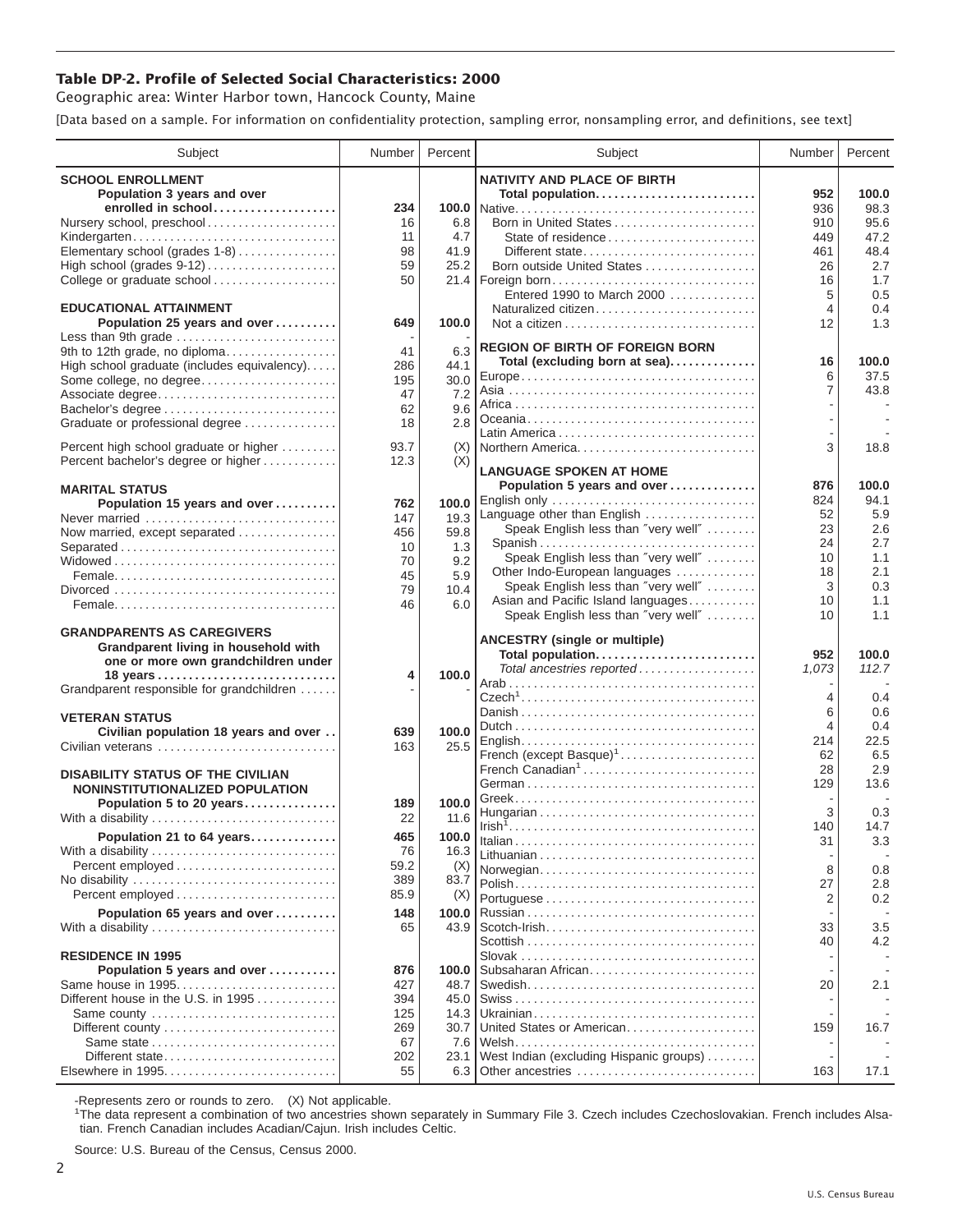## Table DP-2. Profile of Selected Social Characteristics: 2000

Geographic area: Winter Harbor town, Hancock County, Maine

[Data based on a sample. For information on confidentiality protection, sampling error, nonsampling error, and definitions, see text]

| Subject | Number | Percent |
|---|---|---|
| **SCHOOL ENROLLMENT** | | |
| **Population 3 years and over enrolled in school** | **234** | **100.0** |
| Nursery school, preschool | 16 | 6.8 |
| Kindergarten | 11 | 4.7 |
| Elementary school (grades 1-8) | 98 | 41.9 |
| High school (grades 9-12) | 59 | 25.2 |
| College or graduate school | 50 | 21.4 |
| **EDUCATIONAL ATTAINMENT** | | |
| **Population 25 years and over** | **649** | **100.0** |
| Less than 9th grade | - | - |
| 9th to 12th grade, no diploma | 41 | 6.3 |
| High school graduate (includes equivalency) | 286 | 44.1 |
| Some college, no degree | 195 | 30.0 |
| Associate degree | 47 | 7.2 |
| Bachelor's degree | 62 | 9.6 |
| Graduate or professional degree | 18 | 2.8 |
| Percent high school graduate or higher | 93.7 | (X) |
| Percent bachelor's degree or higher | 12.3 | (X) |
| **MARITAL STATUS** | | |
| **Population 15 years and over** | **762** | **100.0** |
| Never married | 147 | 19.3 |
| Now married, except separated | 456 | 59.8 |
| Separated | 10 | 1.3 |
| Widowed | 70 | 9.2 |
| Female | 45 | 5.9 |
| Divorced | 79 | 10.4 |
| Female | 46 | 6.0 |
| **GRANDPARENTS AS CAREGIVERS** | | |
| **Grandparent living in household with one or more own grandchildren under 18 years** | **4** | **100.0** |
| Grandparent responsible for grandchildren | - | - |
| **VETERAN STATUS** | | |
| **Civilian population 18 years and over** | **639** | **100.0** |
| Civilian veterans | 163 | 25.5 |
| **DISABILITY STATUS OF THE CIVILIAN NONINSTITUTIONALIZED POPULATION** | | |
| **Population 5 to 20 years** | **189** | **100.0** |
| With a disability | 22 | 11.6 |
| **Population 21 to 64 years** | **465** | **100.0** |
| With a disability | 76 | 16.3 |
| Percent employed | 59.2 | (X) |
| No disability | 389 | 83.7 |
| Percent employed | 85.9 | (X) |
| **Population 65 years and over** | **148** | **100.0** |
| With a disability | 65 | 43.9 |
| **RESIDENCE IN 1995** | | |
| **Population 5 years and over** | **876** | **100.0** |
| Same house in 1995 | 427 | 48.7 |
| Different house in the U.S. in 1995 | 394 | 45.0 |
| Same county | 125 | 14.3 |
| Different county | 269 | 30.7 |
| Same state | 67 | 7.6 |
| Different state | 202 | 23.1 |
| Elsewhere in 1995 | 55 | 6.3 |

| Subject | Number | Percent |
|---|---|---|
| **NATIVITY AND PLACE OF BIRTH** | | |
| **Total population** | **952** | **100.0** |
| Native | 936 | 98.3 |
| Born in United States | 910 | 95.6 |
| State of residence | 449 | 47.2 |
| Different state | 461 | 48.4 |
| Born outside United States | 26 | 2.7 |
| Foreign born | 16 | 1.7 |
| Entered 1990 to March 2000 | 5 | 0.5 |
| Naturalized citizen | 4 | 0.4 |
| Not a citizen | 12 | 1.3 |
| **REGION OF BIRTH OF FOREIGN BORN** | | |
| **Total (excluding born at sea)** | **16** | **100.0** |
| Europe | 6 | 37.5 |
| Asia | 7 | 43.8 |
| Africa | - | - |
| Oceania | - | - |
| Latin America | - | - |
| Northern America | 3 | 18.8 |
| **LANGUAGE SPOKEN AT HOME** | | |
| **Population 5 years and over** | **876** | **100.0** |
| English only | 824 | 94.1 |
| Language other than English | 52 | 5.9 |
| Speak English less than "very well" | 23 | 2.6 |
| Spanish | 24 | 2.7 |
| Speak English less than "very well" | 10 | 1.1 |
| Other Indo-European languages | 18 | 2.1 |
| Speak English less than "very well" | 3 | 0.3 |
| Asian and Pacific Island languages | 10 | 1.1 |
| Speak English less than "very well" | 10 | 1.1 |
| **ANCESTRY (single or multiple)** | | |
| **Total population** | **952** | **100.0** |
| *Total ancestries reported* | *1,073* | *112.7* |
| Arab | - | - |
| Czech[1] | 4 | 0.4 |
| Danish | 6 | 0.6 |
| Dutch | 4 | 0.4 |
| English | 214 | 22.5 |
| French (except Basque)[1] | 62 | 6.5 |
| French Canadian[1] | 28 | 2.9 |
| German | 129 | 13.6 |
| Greek | - | - |
| Hungarian | 3 | 0.3 |
| Irish[1] | 140 | 14.7 |
| Italian | 31 | 3.3 |
| Lithuanian | - | - |
| Norwegian | 8 | 0.8 |
| Polish | 27 | 2.8 |
| Portuguese | 2 | 0.2 |
| Russian | - | - |
| Scotch-Irish | 33 | 3.5 |
| Scottish | 40 | 4.2 |
| Slovak | - | - |
| Subsaharan African | - | - |
| Swedish | 20 | 2.1 |
| Swiss | - | - |
| Ukrainian | - | - |
| United States or American | 159 | 16.7 |
| Welsh | - | - |
| West Indian (excluding Hispanic groups) | - | - |
| Other ancestries | 163 | 17.1 |

-Represents zero or rounds to zero. (X) Not applicable.

[1]The data represent a combination of two ancestries shown separately in Summary File 3. Czech includes Czechoslovakian. French includes Alsatian. French Canadian includes Acadian/Cajun. Irish includes Celtic.

Source: U.S. Bureau of the Census, Census 2000.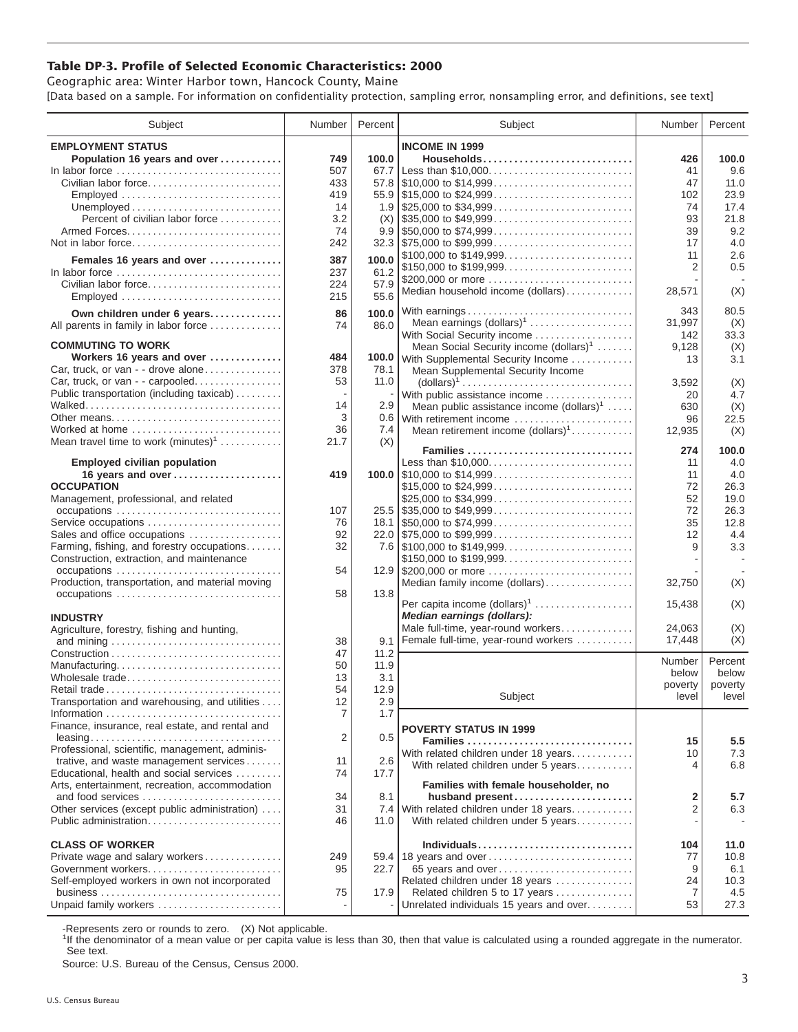# Table DP-3. Profile of Selected Economic Characteristics: 2000

Geographic area: Winter Harbor town, Hancock County, Maine

[Data based on a sample. For information on confidentiality protection, sampling error, nonsampling error, and definitions, see text]

| Subject | Number | Percent |
|---|---|---|
| **EMPLOYMENT STATUS** | | |
| **Population 16 years and over** | **749** | **100.0** |
| In labor force | 507 | 67.7 |
| Civilian labor force | 433 | 57.8 |
| Employed | 419 | 55.9 |
| Unemployed | 14 | 1.9 |
| Percent of civilian labor force | 3.2 | (X) |
| Armed Forces | 74 | 9.9 |
| Not in labor force | 242 | 32.3 |
| **Females 16 years and over** | **387** | **100.0** |
| In labor force | 237 | 61.2 |
| Civilian labor force | 224 | 57.9 |
| Employed | 215 | 55.6 |
| **Own children under 6 years** | **86** | **100.0** |
| All parents in family in labor force | 74 | 86.0 |
| **COMMUTING TO WORK** | | |
| **Workers 16 years and over** | **484** | **100.0** |
| Car, truck, or van - - drove alone | 378 | 78.1 |
| Car, truck, or van - - carpooled | 53 | 11.0 |
| Public transportation (including taxicab) | - | - |
| Walked | 14 | 2.9 |
| Other means | 3 | 0.6 |
| Worked at home | 36 | 7.4 |
| Mean travel time to work (minutes)[1] | 21.7 | (X) |
| **Employed civilian population 16 years and over** | **419** | **100.0** |
| **OCCUPATION** | | |
| Management, professional, and related occupations | 107 | 25.5 |
| Service occupations | 76 | 18.1 |
| Sales and office occupations | 92 | 22.0 |
| Farming, fishing, and forestry occupations | 32 | 7.6 |
| Construction, extraction, and maintenance occupations | 54 | 12.9 |
| Production, transportation, and material moving occupations | 58 | 13.8 |
| **INDUSTRY** | | |
| Agriculture, forestry, fishing and hunting, and mining | 38 | 9.1 |
| Construction | 47 | 11.2 |
| Manufacturing | 50 | 11.9 |
| Wholesale trade | 13 | 3.1 |
| Retail trade | 54 | 12.9 |
| Transportation and warehousing, and utilities | 12 | 2.9 |
| Information | 7 | 1.7 |
| Finance, insurance, real estate, and rental and leasing | 2 | 0.5 |
| Professional, scientific, management, administrative, and waste management services | 11 | 2.6 |
| Educational, health and social services | 74 | 17.7 |
| Arts, entertainment, recreation, accommodation and food services | 34 | 8.1 |
| Other services (except public administration) | 31 | 7.4 |
| Public administration | 46 | 11.0 |
| **CLASS OF WORKER** | | |
| Private wage and salary workers | 249 | 59.4 |
| Government workers | 95 | 22.7 |
| Self-employed workers in own not incorporated business | 75 | 17.9 |
| Unpaid family workers | - | - |

| Subject | Number | Percent |
|---|---|---|
| **INCOME IN 1999** | | |
| **Households** | **426** | **100.0** |
| Less than $10,000 | 41 | 9.6 |
| $10,000 to $14,999 | 47 | 11.0 |
| $15,000 to $24,999 | 102 | 23.9 |
| $25,000 to $34,999 | 74 | 17.4 |
| $35,000 to $49,999 | 93 | 21.8 |
| $50,000 to $74,999 | 39 | 9.2 |
| $75,000 to $99,999 | 17 | 4.0 |
| $100,000 to $149,999 | 11 | 2.6 |
| $150,000 to $199,999 | 2 | 0.5 |
| $200,000 or more | - | - |
| Median household income (dollars) | 28,571 | (X) |
| With earnings | 343 | 80.5 |
| Mean earnings (dollars)[1] | 31,997 | (X) |
| With Social Security income | 142 | 33.3 |
| Mean Social Security income (dollars)[1] | 9,128 | (X) |
| With Supplemental Security Income | 13 | 3.1 |
| Mean Supplemental Security Income (dollars)[1] | 3,592 | (X) |
| With public assistance income | 20 | 4.7 |
| Mean public assistance income (dollars)[1] | 630 | (X) |
| With retirement income | 96 | 22.5 |
| Mean retirement income (dollars)[1] | 12,935 | (X) |
| **Families** | **274** | **100.0** |
| Less than $10,000 | 11 | 4.0 |
| $10,000 to $14,999 | 11 | 4.0 |
| $15,000 to $24,999 | 72 | 26.3 |
| $25,000 to $34,999 | 52 | 19.0 |
| $35,000 to $49,999 | 72 | 26.3 |
| $50,000 to $74,999 | 35 | 12.8 |
| $75,000 to $99,999 | 12 | 4.4 |
| $100,000 to $149,999 | 9 | 3.3 |
| $150,000 to $199,999 | - | - |
| $200,000 or more | - | - |
| Median family income (dollars) | 32,750 | (X) |
| Per capita income (dollars)[1] | 15,438 | (X) |
| ***Median earnings (dollars):*** | | |
| Male full-time, year-round workers | 24,063 | (X) |
| Female full-time, year-round workers | 17,448 | (X) |

| Subject | Number below poverty level | Percent below poverty level |
|---|---|---|
| **POVERTY STATUS IN 1999** | | |
| **Families** | **15** | **5.5** |
| With related children under 18 years | 10 | 7.3 |
| With related children under 5 years | 4 | 6.8 |
| **Families with female householder, no husband present** | **2** | **5.7** |
| With related children under 18 years | 2 | 6.3 |
| With related children under 5 years | - | - |
| **Individuals** | **104** | **11.0** |
| 18 years and over | 77 | 10.8 |
| 65 years and over | 9 | 6.1 |
| Related children under 18 years | 24 | 10.3 |
| Related children 5 to 17 years | 7 | 4.5 |
| Unrelated individuals 15 years and over | 53 | 27.3 |

-Represents zero or rounds to zero. (X) Not applicable.

[1]If the denominator of a mean value or per capita value is less than 30, then that value is calculated using a rounded aggregate in the numerator. See text.

Source: U.S. Bureau of the Census, Census 2000.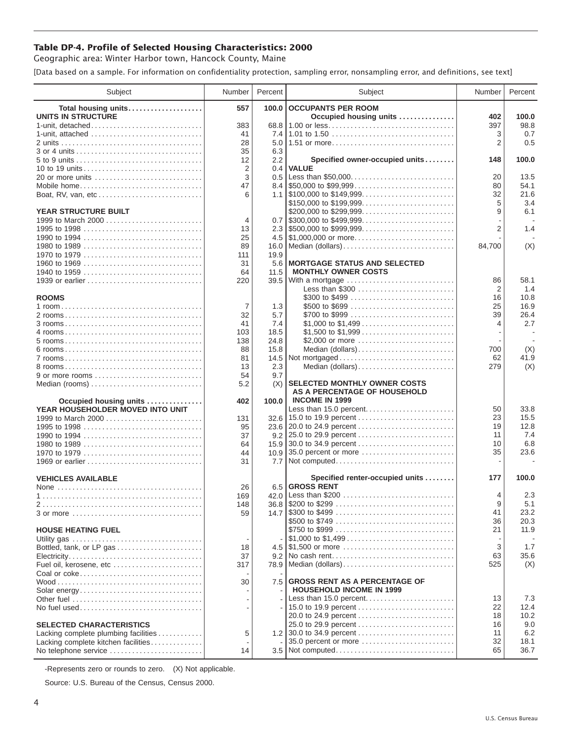### Table DP-4. Profile of Selected Housing Characteristics: 2000

Geographic area: Winter Harbor town, Hancock County, Maine

[Data based on a sample. For information on confidentiality protection, sampling error, nonsampling error, and definitions, see text]

| Subject | Number | Percent |
|---|---|---|
| **Total housing units** | **557** | **100.0** |
| **UNITS IN STRUCTURE** | | |
| 1-unit, detached | 383 | 68.8 |
| 1-unit, attached | 41 | 7.4 |
| 2 units | 28 | 5.0 |
| 3 or 4 units | 35 | 6.3 |
| 5 to 9 units | 12 | 2.2 |
| 10 to 19 units | 2 | 0.4 |
| 20 or more units | 3 | 0.5 |
| Mobile home | 47 | 8.4 |
| Boat, RV, van, etc | 6 | 1.1 |
| **YEAR STRUCTURE BUILT** | | |
| 1999 to March 2000 | 4 | 0.7 |
| 1995 to 1998 | 13 | 2.3 |
| 1990 to 1994 | 25 | 4.5 |
| 1980 to 1989 | 89 | 16.0 |
| 1970 to 1979 | 111 | 19.9 |
| 1960 to 1969 | 31 | 5.6 |
| 1940 to 1959 | 64 | 11.5 |
| 1939 or earlier | 220 | 39.5 |
| **ROOMS** | | |
| 1 room | 7 | 1.3 |
| 2 rooms | 32 | 5.7 |
| 3 rooms | 41 | 7.4 |
| 4 rooms | 103 | 18.5 |
| 5 rooms | 138 | 24.8 |
| 6 rooms | 88 | 15.8 |
| 7 rooms | 81 | 14.5 |
| 8 rooms | 13 | 2.3 |
| 9 or more rooms | 54 | 9.7 |
| Median (rooms) | 5.2 | (X) |
| **Occupied housing units** | **402** | **100.0** |
| **YEAR HOUSEHOLDER MOVED INTO UNIT** | | |
| 1999 to March 2000 | 131 | 32.6 |
| 1995 to 1998 | 95 | 23.6 |
| 1990 to 1994 | 37 | 9.2 |
| 1980 to 1989 | 64 | 15.9 |
| 1970 to 1979 | 44 | 10.9 |
| 1969 or earlier | 31 | 7.7 |
| **VEHICLES AVAILABLE** | | |
| None | 26 | 6.5 |
| 1 | 169 | 42.0 |
| 2 | 148 | 36.8 |
| 3 or more | 59 | 14.7 |
| **HOUSE HEATING FUEL** | | |
| Utility gas | - | - |
| Bottled, tank, or LP gas | 18 | 4.5 |
| Electricity | 37 | 9.2 |
| Fuel oil, kerosene, etc | 317 | 78.9 |
| Coal or coke | - | - |
| Wood | 30 | 7.5 |
| Solar energy | - | - |
| Other fuel | - | - |
| No fuel used | - | - |
| **SELECTED CHARACTERISTICS** | | |
| Lacking complete plumbing facilities | 5 | 1.2 |
| Lacking complete kitchen facilities | - | - |
| No telephone service | 14 | 3.5 |

| Subject | Number | Percent |
|---|---|---|
| **OCCUPANTS PER ROOM** | | |
| **Occupied housing units** | **402** | **100.0** |
| 1.00 or less | 397 | 98.8 |
| 1.01 to 1.50 | 3 | 0.7 |
| 1.51 or more | 2 | 0.5 |
| **Specified owner-occupied units** | **148** | **100.0** |
| **VALUE** | | |
| Less than $50,000 | 20 | 13.5 |
| $50,000 to $99,999 | 80 | 54.1 |
| $100,000 to $149,999 | 32 | 21.6 |
| $150,000 to $199,999 | 5 | 3.4 |
| $200,000 to $299,999 | 9 | 6.1 |
| $300,000 to $499,999 | - | - |
| $500,000 to $999,999 | 2 | 1.4 |
| $1,000,000 or more | - | - |
| Median (dollars) | 84,700 | (X) |
| **MORTGAGE STATUS AND SELECTED MONTHLY OWNER COSTS** | | |
| With a mortgage | 86 | 58.1 |
| Less than $300 | 2 | 1.4 |
| $300 to $499 | 16 | 10.8 |
| $500 to $699 | 25 | 16.9 |
| $700 to $999 | 39 | 26.4 |
| $1,000 to $1,499 | 4 | 2.7 |
| $1,500 to $1,999 | - | - |
| $2,000 or more | - | - |
| Median (dollars) | 700 | (X) |
| Not mortgaged | 62 | 41.9 |
| Median (dollars) | 279 | (X) |
| **SELECTED MONTHLY OWNER COSTS AS A PERCENTAGE OF HOUSEHOLD INCOME IN 1999** | | |
| Less than 15.0 percent | 50 | 33.8 |
| 15.0 to 19.9 percent | 23 | 15.5 |
| 20.0 to 24.9 percent | 19 | 12.8 |
| 25.0 to 29.9 percent | 11 | 7.4 |
| 30.0 to 34.9 percent | 10 | 6.8 |
| 35.0 percent or more | 35 | 23.6 |
| Not computed | - | - |
| **Specified renter-occupied units** | **177** | **100.0** |
| **GROSS RENT** | | |
| Less than $200 | 4 | 2.3 |
| $200 to $299 | 9 | 5.1 |
| $300 to $499 | 41 | 23.2 |
| $500 to $749 | 36 | 20.3 |
| $750 to $999 | 21 | 11.9 |
| $1,000 to $1,499 | - | - |
| $1,500 or more | 3 | 1.7 |
| No cash rent | 63 | 35.6 |
| Median (dollars) | 525 | (X) |
| **GROSS RENT AS A PERCENTAGE OF HOUSEHOLD INCOME IN 1999** | | |
| Less than 15.0 percent | 13 | 7.3 |
| 15.0 to 19.9 percent | 22 | 12.4 |
| 20.0 to 24.9 percent | 18 | 10.2 |
| 25.0 to 29.9 percent | 16 | 9.0 |
| 30.0 to 34.9 percent | 11 | 6.2 |
| 35.0 percent or more | 32 | 18.1 |
| Not computed | 65 | 36.7 |

-Represents zero or rounds to zero. (X) Not applicable.

Source: U.S. Bureau of the Census, Census 2000.